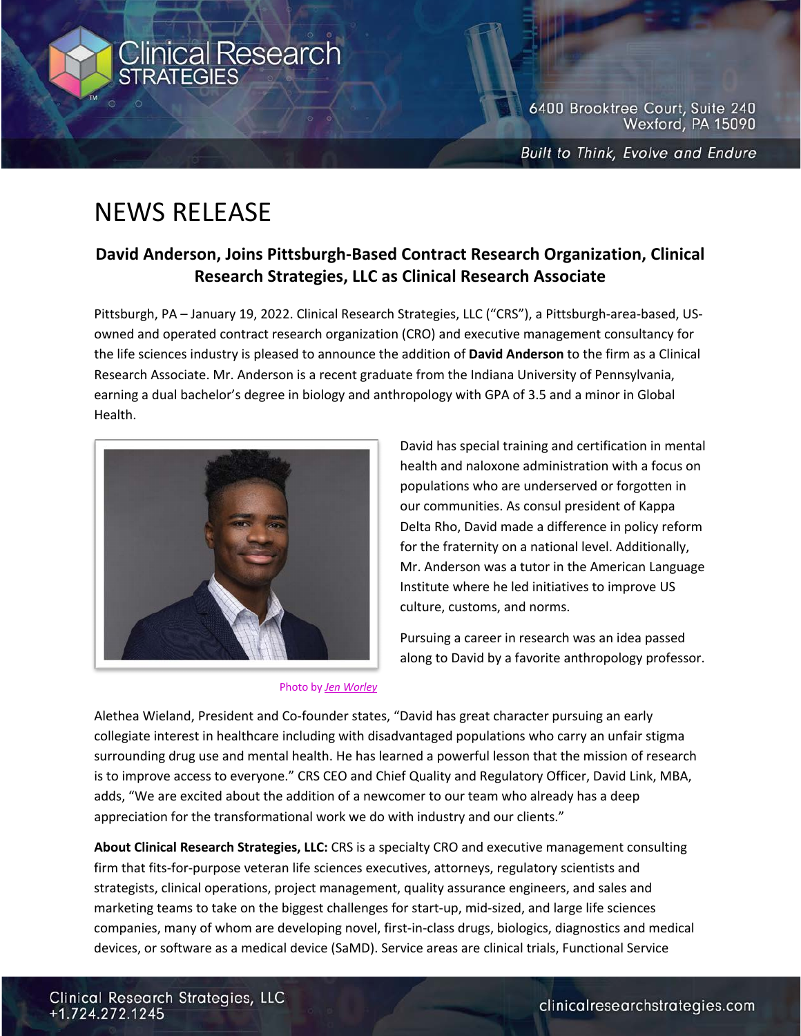# NEWS RELEASE

## David Anderson, Joins Pittsburgh-Based Contract Research Organization, Clinical Research Strategies, LLC as Clinical Research Associate

Pittsburgh, PA – January 19, 2022. Clinical Research Strategies, LLC ("CRS"), a Pittsburgh-area-based, US-owned and operated contract research organization (CRO) and executive management consultancy for the life sciences industry is pleased to announce the addition of **David Anderson** to the firm as a Clinical Research Associate. Mr. Anderson is a recent graduate from the Indiana University of Pennsylvania, earning a dual bachelor's degree in biology and anthropology with GPA of 3.5 and a minor in Global Health.

David has special training and certification in mental health and naloxone administration with a focus on populations who are underserved or forgotten in our communities. As consul president of Kappa Delta Rho, David made a difference in policy reform for the fraternity on a national level. Additionally, Mr. Anderson was a tutor in the American Language Institute where he led initiatives to improve US culture, customs, and norms.

Pursuing a career in research was an idea passed along to David by a favorite anthropology professor.

Photo by *Jen Worley*

Alethea Wieland, President and Co-founder states, "David has great character pursuing an early collegiate interest in healthcare including with disadvantaged populations who carry an unfair stigma surrounding drug use and mental health. He has learned a powerful lesson that the mission of research is to improve access to everyone." CRS CEO and Chief Quality and Regulatory Officer, David Link, MBA, adds, "We are excited about the addition of a newcomer to our team who already has a deep appreciation for the transformational work we do with industry and our clients."

**About Clinical Research Strategies, LLC:** CRS is a specialty CRO and executive management consulting firm that fits-for-purpose veteran life sciences executives, attorneys, regulatory scientists and strategists, clinical operations, project management, quality assurance engineers, and sales and marketing teams to take on the biggest challenges for start-up, mid-sized, and large life sciences companies, many of whom are developing novel, first-in-class drugs, biologics, diagnostics and medical devices, or software as a medical device (SaMD). Service areas are clinical trials, Functional Service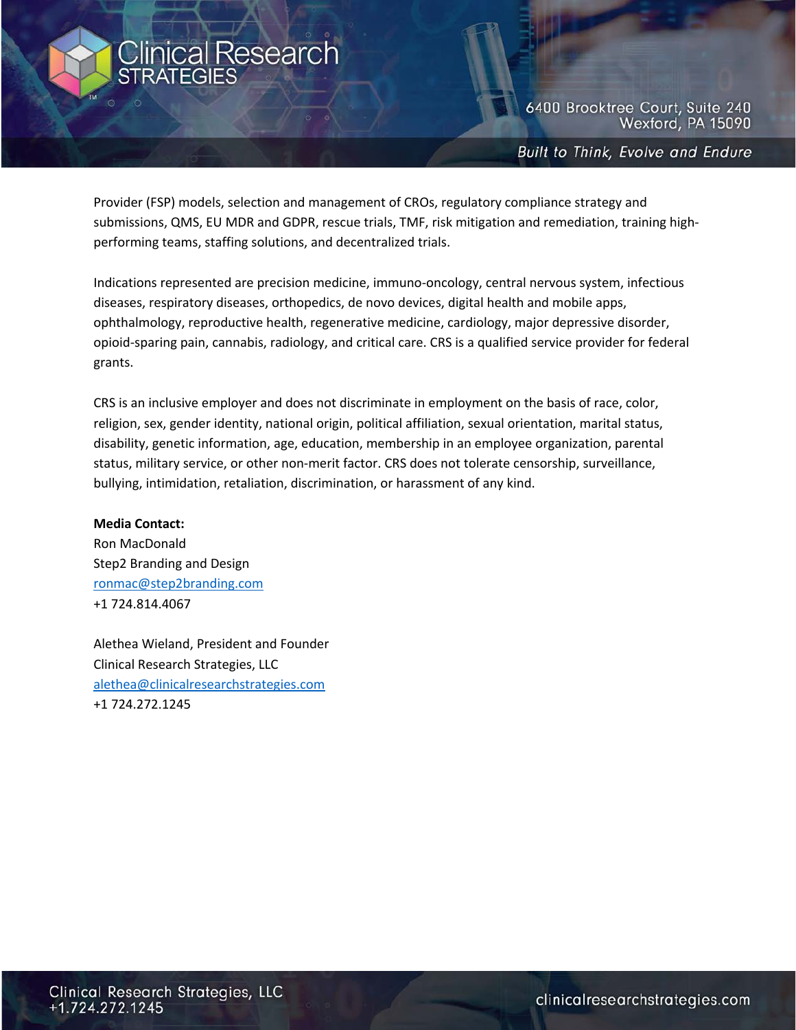Provider (FSP) models, selection and management of CROs, regulatory compliance strategy and submissions, QMS, EU MDR and GDPR, rescue trials, TMF, risk mitigation and remediation, training high-performing teams, staffing solutions, and decentralized trials.

Indications represented are precision medicine, immuno-oncology, central nervous system, infectious diseases, respiratory diseases, orthopedics, de novo devices, digital health and mobile apps, ophthalmology, reproductive health, regenerative medicine, cardiology, major depressive disorder, opioid-sparing pain, cannabis, radiology, and critical care. CRS is a qualified service provider for federal grants.

CRS is an inclusive employer and does not discriminate in employment on the basis of race, color, religion, sex, gender identity, national origin, political affiliation, sexual orientation, marital status, disability, genetic information, age, education, membership in an employee organization, parental status, military service, or other non-merit factor. CRS does not tolerate censorship, surveillance, bullying, intimidation, retaliation, discrimination, or harassment of any kind.

**Media Contact:**
Ron MacDonald
Step2 Branding and Design
ronmac@step2branding.com
+1 724.814.4067

Alethea Wieland, President and Founder
Clinical Research Strategies, LLC
alethea@clinicalresearchstrategies.com
+1 724.272.1245